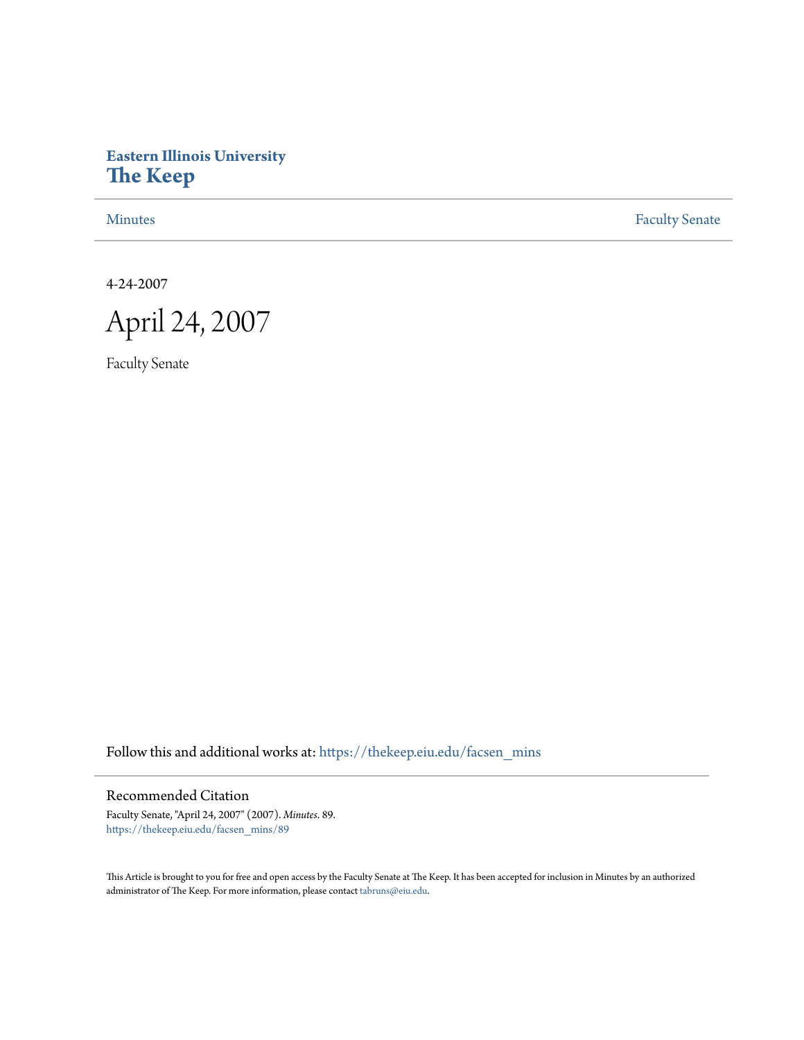Eastern Illinois University
**The Keep**

Minutes | Faculty Senate

4-24-2007

# April 24, 2007

Faculty Senate

Follow this and additional works at: https://thekeep.eiu.edu/facsen_mins

## Recommended Citation

Faculty Senate, "April 24, 2007" (2007). *Minutes*. 89.
https://thekeep.eiu.edu/facsen_mins/89

This Article is brought to you for free and open access by the Faculty Senate at The Keep. It has been accepted for inclusion in Minutes by an authorized administrator of The Keep. For more information, please contact tabruns@eiu.edu.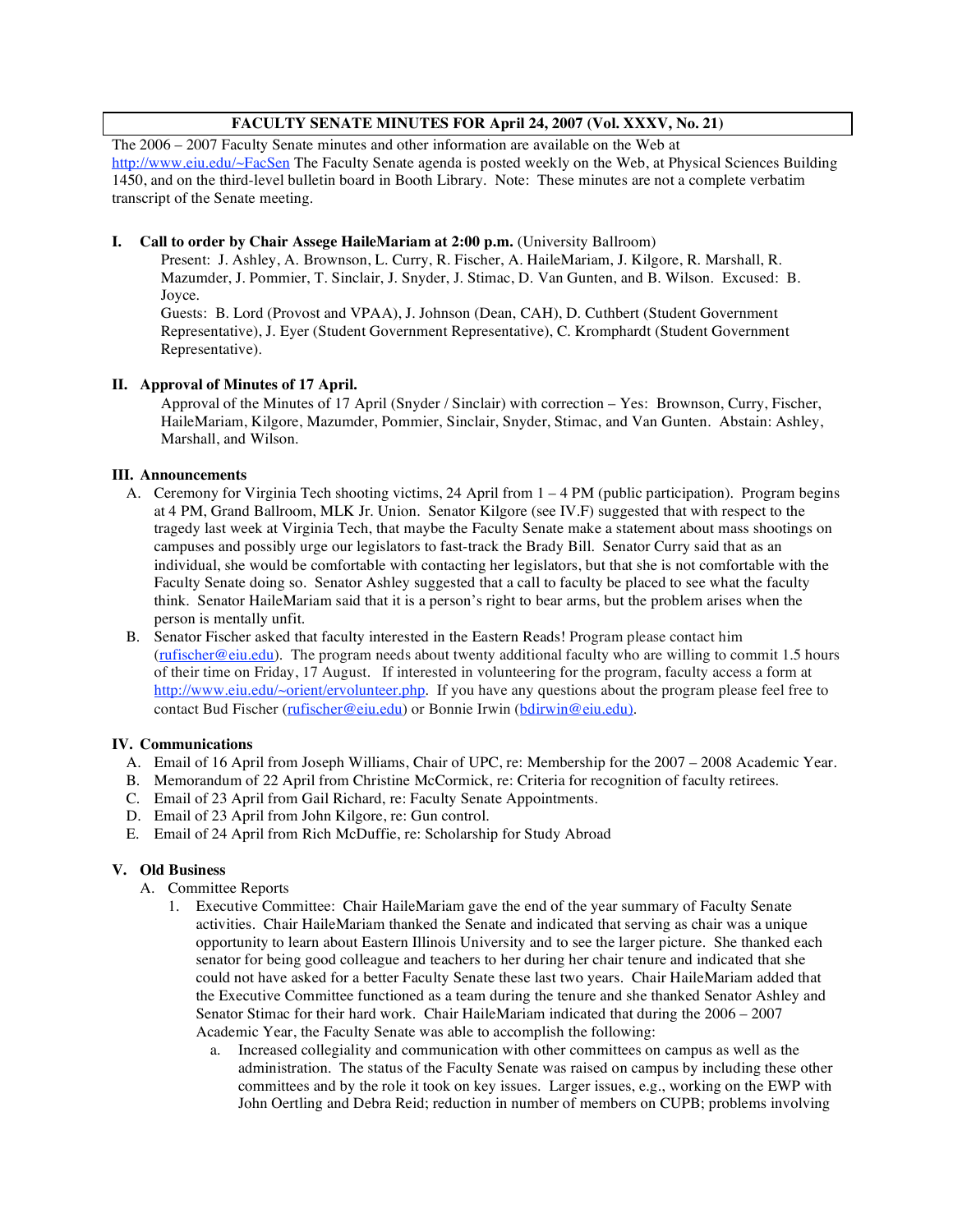**FACULTY SENATE MINUTES FOR April 24, 2007 (Vol. XXXV, No. 21)**

The 2006 – 2007 Faculty Senate minutes and other information are available on the Web at http://www.eiu.edu/~FacSen The Faculty Senate agenda is posted weekly on the Web, at Physical Sciences Building 1450, and on the third-level bulletin board in Booth Library. Note: These minutes are not a complete verbatim transcript of the Senate meeting.

**I. Call to order by Chair Assege HaileMariam at 2:00 p.m.** (University Ballroom)

Present: J. Ashley, A. Brownson, L. Curry, R. Fischer, A. HaileMariam, J. Kilgore, R. Marshall, R. Mazumder, J. Pommier, T. Sinclair, J. Snyder, J. Stimac, D. Van Gunten, and B. Wilson. Excused: B. Joyce.

Guests: B. Lord (Provost and VPAA), J. Johnson (Dean, CAH), D. Cuthbert (Student Government Representative), J. Eyer (Student Government Representative), C. Kromphardt (Student Government Representative).

**II. Approval of Minutes of 17 April.**

Approval of the Minutes of 17 April (Snyder / Sinclair) with correction – Yes: Brownson, Curry, Fischer, HaileMariam, Kilgore, Mazumder, Pommier, Sinclair, Snyder, Stimac, and Van Gunten. Abstain: Ashley, Marshall, and Wilson.

**III. Announcements**

A. Ceremony for Virginia Tech shooting victims, 24 April from 1 – 4 PM (public participation). Program begins at 4 PM, Grand Ballroom, MLK Jr. Union. Senator Kilgore (see IV.F) suggested that with respect to the tragedy last week at Virginia Tech, that maybe the Faculty Senate make a statement about mass shootings on campuses and possibly urge our legislators to fast-track the Brady Bill. Senator Curry said that as an individual, she would be comfortable with contacting her legislators, but that she is not comfortable with the Faculty Senate doing so. Senator Ashley suggested that a call to faculty be placed to see what the faculty think. Senator HaileMariam said that it is a person's right to bear arms, but the problem arises when the person is mentally unfit.

B. Senator Fischer asked that faculty interested in the Eastern Reads! Program please contact him (rufischer@eiu.edu). The program needs about twenty additional faculty who are willing to commit 1.5 hours of their time on Friday, 17 August. If interested in volunteering for the program, faculty access a form at http://www.eiu.edu/~orient/ervolunteer.php. If you have any questions about the program please feel free to contact Bud Fischer (rufischer@eiu.edu) or Bonnie Irwin (bdirwin@eiu.edu).

**IV. Communications**

A. Email of 16 April from Joseph Williams, Chair of UPC, re: Membership for the 2007 – 2008 Academic Year.
B. Memorandum of 22 April from Christine McCormick, re: Criteria for recognition of faculty retirees.
C. Email of 23 April from Gail Richard, re: Faculty Senate Appointments.
D. Email of 23 April from John Kilgore, re: Gun control.
E. Email of 24 April from Rich McDuffie, re: Scholarship for Study Abroad

**V. Old Business**

A. Committee Reports

1. Executive Committee: Chair HaileMariam gave the end of the year summary of Faculty Senate activities. Chair HaileMariam thanked the Senate and indicated that serving as chair was a unique opportunity to learn about Eastern Illinois University and to see the larger picture. She thanked each senator for being good colleague and teachers to her during her chair tenure and indicated that she could not have asked for a better Faculty Senate these last two years. Chair HaileMariam added that the Executive Committee functioned as a team during the tenure and she thanked Senator Ashley and Senator Stimac for their hard work. Chair HaileMariam indicated that during the 2006 – 2007 Academic Year, the Faculty Senate was able to accomplish the following:

   a. Increased collegiality and communication with other committees on campus as well as the administration. The status of the Faculty Senate was raised on campus by including these other committees and by the role it took on key issues. Larger issues, e.g., working on the EWP with John Oertling and Debra Reid; reduction in number of members on CUPB; problems involving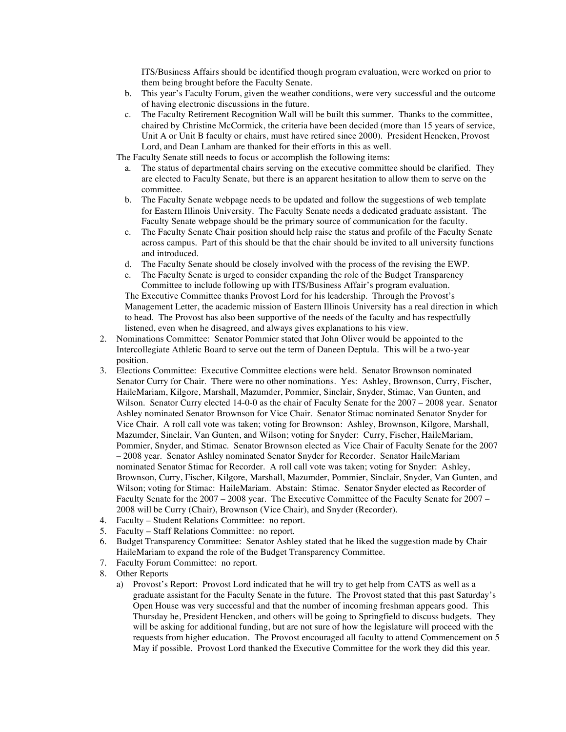ITS/Business Affairs should be identified though program evaluation, were worked on prior to them being brought before the Faculty Senate.

b. This year's Faculty Forum, given the weather conditions, were very successful and the outcome of having electronic discussions in the future.
c. The Faculty Retirement Recognition Wall will be built this summer. Thanks to the committee, chaired by Christine McCormick, the criteria have been decided (more than 15 years of service, Unit A or Unit B faculty or chairs, must have retired since 2000). President Hencken, Provost Lord, and Dean Lanham are thanked for their efforts in this as well.

The Faculty Senate still needs to focus or accomplish the following items:

a. The status of departmental chairs serving on the executive committee should be clarified. They are elected to Faculty Senate, but there is an apparent hesitation to allow them to serve on the committee.
b. The Faculty Senate webpage needs to be updated and follow the suggestions of web template for Eastern Illinois University. The Faculty Senate needs a dedicated graduate assistant. The Faculty Senate webpage should be the primary source of communication for the faculty.
c. The Faculty Senate Chair position should help raise the status and profile of the Faculty Senate across campus. Part of this should be that the chair should be invited to all university functions and introduced.
d. The Faculty Senate should be closely involved with the process of the revising the EWP.
e. The Faculty Senate is urged to consider expanding the role of the Budget Transparency Committee to include following up with ITS/Business Affair's program evaluation.

The Executive Committee thanks Provost Lord for his leadership. Through the Provost's Management Letter, the academic mission of Eastern Illinois University has a real direction in which to head. The Provost has also been supportive of the needs of the faculty and has respectfully listened, even when he disagreed, and always gives explanations to his view.

2. Nominations Committee: Senator Pommier stated that John Oliver would be appointed to the Intercollegiate Athletic Board to serve out the term of Daneen Deptula. This will be a two-year position.
3. Elections Committee: Executive Committee elections were held. Senator Brownson nominated Senator Curry for Chair. There were no other nominations. Yes: Ashley, Brownson, Curry, Fischer, HaileMariam, Kilgore, Marshall, Mazumder, Pommier, Sinclair, Snyder, Stimac, Van Gunten, and Wilson. Senator Curry elected 14-0-0 as the chair of Faculty Senate for the 2007 – 2008 year. Senator Ashley nominated Senator Brownson for Vice Chair. Senator Stimac nominated Senator Snyder for Vice Chair. A roll call vote was taken; voting for Brownson: Ashley, Brownson, Kilgore, Marshall, Mazumder, Sinclair, Van Gunten, and Wilson; voting for Snyder: Curry, Fischer, HaileMariam, Pommier, Snyder, and Stimac. Senator Brownson elected as Vice Chair of Faculty Senate for the 2007 – 2008 year. Senator Ashley nominated Senator Snyder for Recorder. Senator HaileMariam nominated Senator Stimac for Recorder. A roll call vote was taken; voting for Snyder: Ashley, Brownson, Curry, Fischer, Kilgore, Marshall, Mazumder, Pommier, Sinclair, Snyder, Van Gunten, and Wilson; voting for Stimac: HaileMariam. Abstain: Stimac. Senator Snyder elected as Recorder of Faculty Senate for the 2007 – 2008 year. The Executive Committee of the Faculty Senate for 2007 – 2008 will be Curry (Chair), Brownson (Vice Chair), and Snyder (Recorder).
4. Faculty – Student Relations Committee: no report.
5. Faculty – Staff Relations Committee: no report.
6. Budget Transparency Committee: Senator Ashley stated that he liked the suggestion made by Chair HaileMariam to expand the role of the Budget Transparency Committee.
7. Faculty Forum Committee: no report.
8. Other Reports
   a) Provost's Report: Provost Lord indicated that he will try to get help from CATS as well as a graduate assistant for the Faculty Senate in the future. The Provost stated that this past Saturday's Open House was very successful and that the number of incoming freshman appears good. This Thursday he, President Hencken, and others will be going to Springfield to discuss budgets. They will be asking for additional funding, but are not sure of how the legislature will proceed with the requests from higher education. The Provost encouraged all faculty to attend Commencement on 5 May if possible. Provost Lord thanked the Executive Committee for the work they did this year.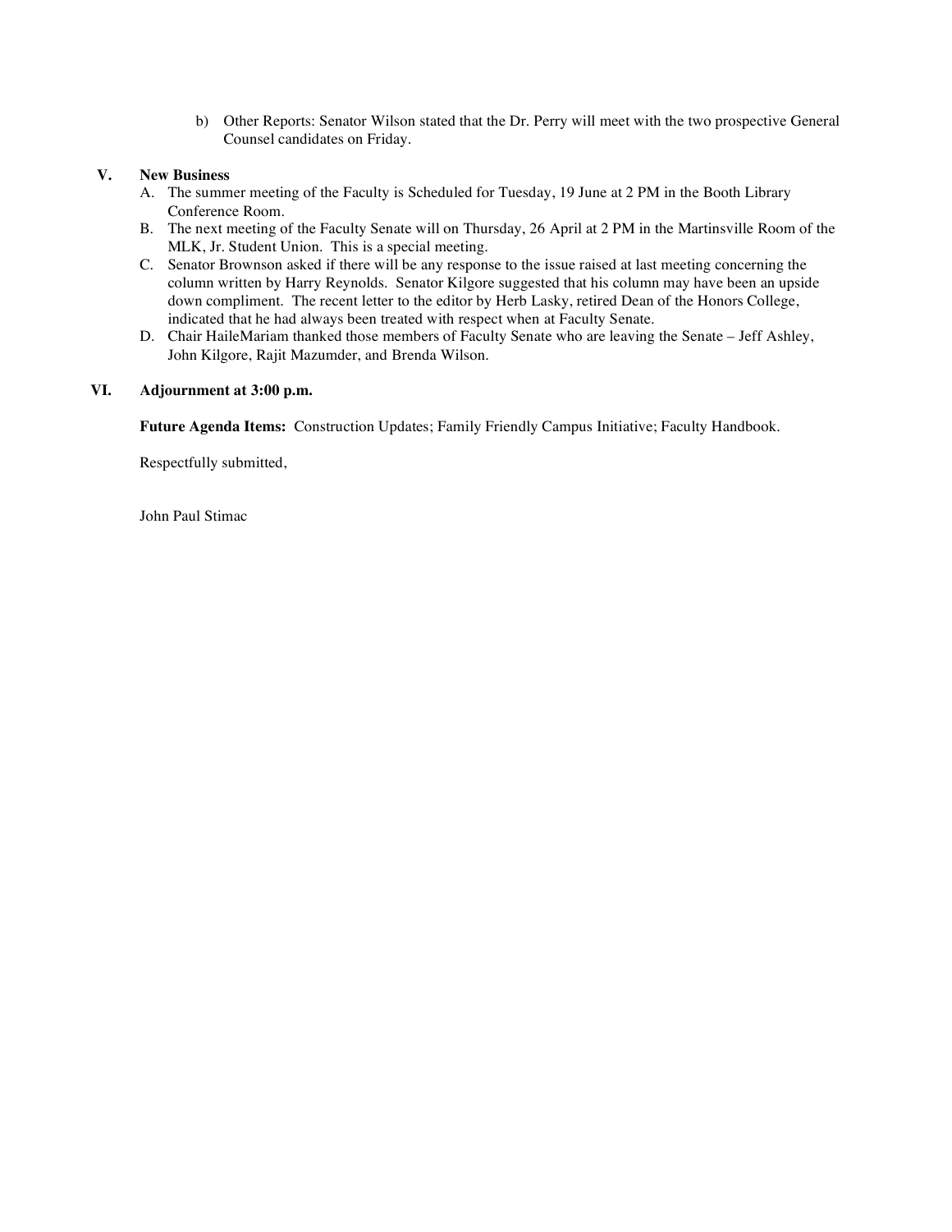b) Other Reports: Senator Wilson stated that the Dr. Perry will meet with the two prospective General Counsel candidates on Friday.

**V. New Business**

A. The summer meeting of the Faculty is Scheduled for Tuesday, 19 June at 2 PM in the Booth Library Conference Room.

B. The next meeting of the Faculty Senate will on Thursday, 26 April at 2 PM in the Martinsville Room of the MLK, Jr. Student Union. This is a special meeting.

C. Senator Brownson asked if there will be any response to the issue raised at last meeting concerning the column written by Harry Reynolds. Senator Kilgore suggested that his column may have been an upside down compliment. The recent letter to the editor by Herb Lasky, retired Dean of the Honors College, indicated that he had always been treated with respect when at Faculty Senate.

D. Chair HaileMariam thanked those members of Faculty Senate who are leaving the Senate – Jeff Ashley, John Kilgore, Rajit Mazumder, and Brenda Wilson.

**VI. Adjournment at 3:00 p.m.**

**Future Agenda Items:** Construction Updates; Family Friendly Campus Initiative; Faculty Handbook.

Respectfully submitted,

John Paul Stimac